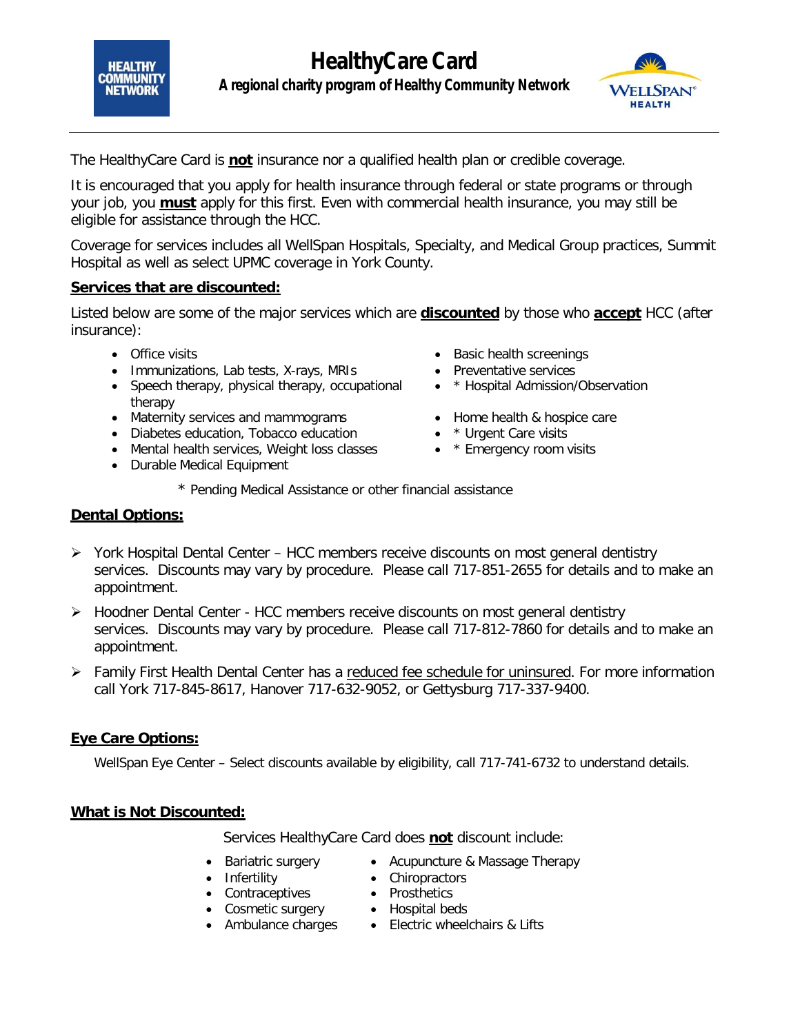# HealthyCare Card

**A regional charity program of Healthy Community Network**

The HealthyCare Card is **not** insurance nor a qualified health plan or credible coverage.

It is encouraged that you apply for health insurance through federal or state programs or through your job, you **must** apply for this first. Even with commercial health insurance, you may still be eligible for assistance through the HCC.

Coverage for services includes all WellSpan Hospitals, Specialty, and Medical Group practices, Summit Hospital as well as select UPMC coverage in York County.

## Services that are discounted:

Listed below are some of the major services which are **discounted** by those who **accept** HCC (after insurance):

- Office visits
- Immunizations, Lab tests, X-rays, MRIs
- Speech therapy, physical therapy, occupational therapy
- Maternity services and mammograms
- Diabetes education, Tobacco education
- Mental health services, Weight loss classes
- Durable Medical Equipment
- Basic health screenings
- Preventative services
- * Hospital Admission/Observation
- Home health & hospice care
- * Urgent Care visits
- * Emergency room visits

\* Pending Medical Assistance or other financial assistance

## Dental Options:

- York Hospital Dental Center – HCC members receive discounts on most general dentistry services. Discounts may vary by procedure. Please call 717-851-2655 for details and to make an appointment.
- Hoodner Dental Center - HCC members receive discounts on most general dentistry services. Discounts may vary by procedure. Please call 717-812-7860 for details and to make an appointment.
- Family First Health Dental Center has a reduced fee schedule for uninsured. For more information call York 717-845-8617, Hanover 717-632-9052, or Gettysburg 717-337-9400.

## Eye Care Options:

WellSpan Eye Center – Select discounts available by eligibility, call 717-741-6732 to understand details.

## What is Not Discounted:

Services HealthyCare Card does **not** discount include:

- Bariatric surgery
- Infertility
- Contraceptives
- Cosmetic surgery
- Ambulance charges
- Acupuncture & Massage Therapy
- Chiropractors
- Prosthetics
- Hospital beds
- Electric wheelchairs & Lifts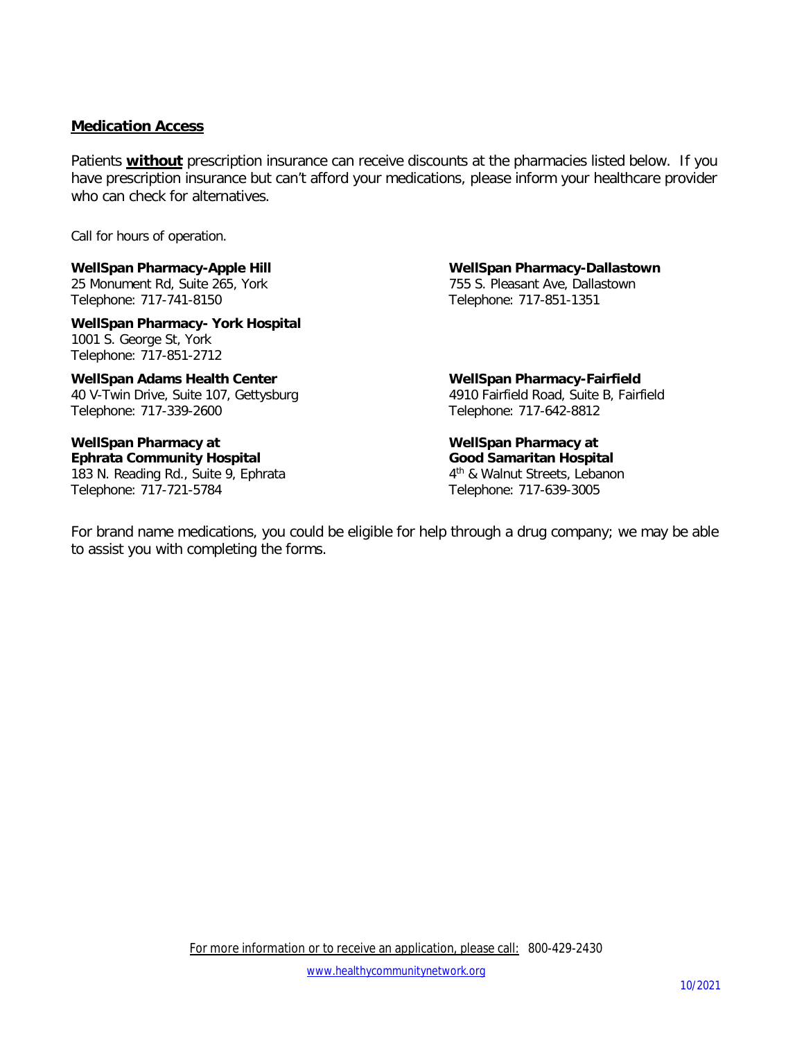## **Medication Access**

Patients **without** prescription insurance can receive discounts at the pharmacies listed below. If you have prescription insurance but can't afford your medications, please inform your healthcare provider who can check for alternatives.

Call for hours of operation.

**WellSpan Pharmacy-Apple Hill**
25 Monument Rd, Suite 265, York
Telephone: 717-741-8150

**WellSpan Pharmacy- York Hospital**
1001 S. George St, York
Telephone: 717-851-2712

**WellSpan Adams Health Center**
40 V-Twin Drive, Suite 107, Gettysburg
Telephone: 717-339-2600

**WellSpan Pharmacy at Ephrata Community Hospital**
183 N. Reading Rd., Suite 9, Ephrata
Telephone: 717-721-5784

**WellSpan Pharmacy-Dallastown**
755 S. Pleasant Ave, Dallastown
Telephone: 717-851-1351

**WellSpan Pharmacy-Fairfield**
4910 Fairfield Road, Suite B, Fairfield
Telephone: 717-642-8812

**WellSpan Pharmacy at Good Samaritan Hospital**
4th & Walnut Streets, Lebanon
Telephone: 717-639-3005

For brand name medications, you could be eligible for help through a drug company; we may be able to assist you with completing the forms.

For more information or to receive an application, please call: 800-429-2430

www.healthycommunitynetwork.org

10/2021